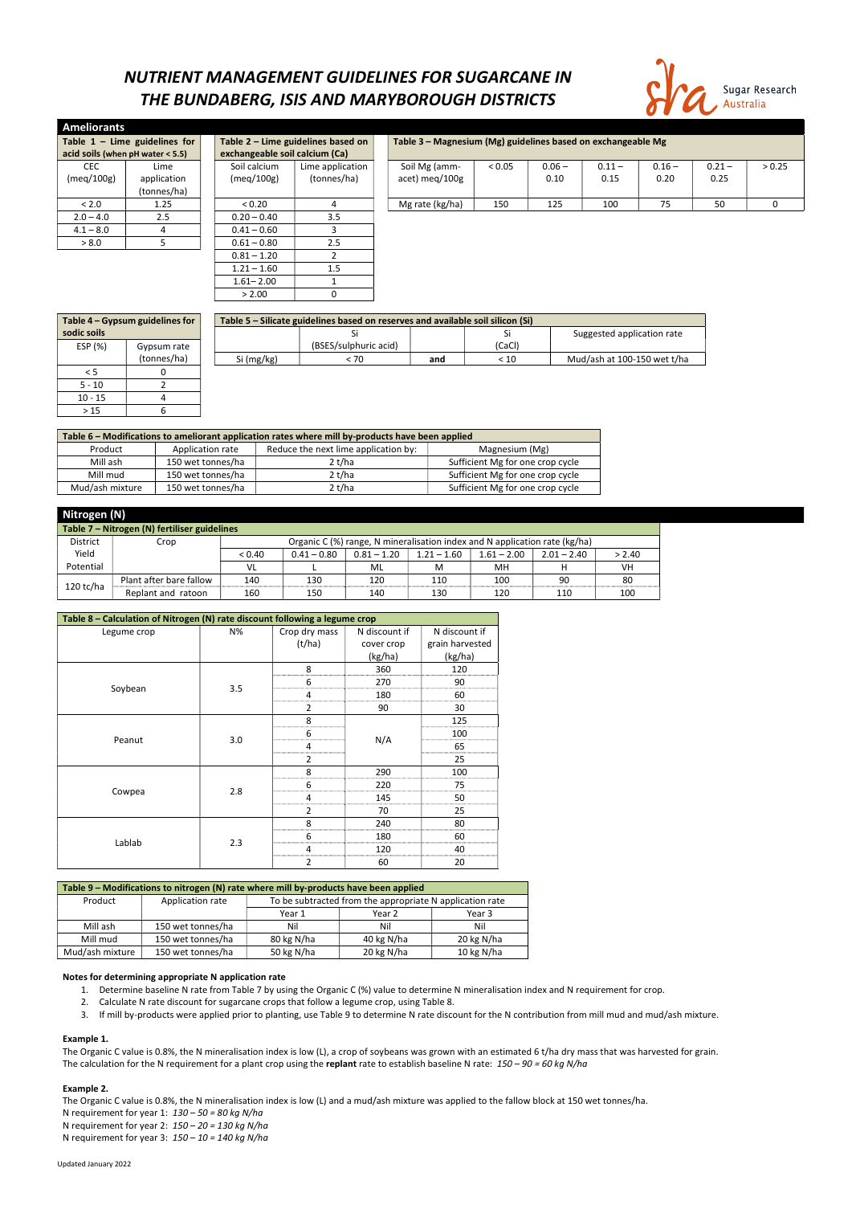# NUTRIENT MANAGEMENT GUIDELINES FOR SUGARCANE IN THE BUNDABERG, ISIS AND MARYBOROUGH DISTRICTS

Sugar Research Australia

## Ameliorants

**Table 1 – Lime guidelines for acid soils (when pH water < 5.5)**

| CEC (meq/100g) | Lime application (tonnes/ha) |
|---|---|
| < 2.0 | 1.25 |
| 2.0 – 4.0 | 2.5 |
| 4.1 – 8.0 | 4 |
| > 8.0 | 5 |

**Table 2 – Lime guidelines based on exchangeable soil calcium (Ca)**

| Soil calcium (meq/100g) | Lime application (tonnes/ha) |
|---|---|
| < 0.20 | 4 |
| 0.20 – 0.40 | 3.5 |
| 0.41 – 0.60 | 3 |
| 0.61 – 0.80 | 2.5 |
| 0.81 – 1.20 | 2 |
| 1.21 – 1.60 | 1.5 |
| 1.61– 2.00 | 1 |
| > 2.00 | 0 |

**Table 3 – Magnesium (Mg) guidelines based on exchangeable Mg**

| Soil Mg (amm-acet) meq/100g | < 0.05 | 0.06 – 0.10 | 0.11 – 0.15 | 0.16 – 0.20 | 0.21 – 0.25 | > 0.25 |
|---|---|---|---|---|---|---|
| Mg rate (kg/ha) | 150 | 125 | 100 | 75 | 50 | 0 |

**Table 4 – Gypsum guidelines for sodic soils**

| ESP (%) | Gypsum rate (tonnes/ha) |
|---|---|
| < 5 | 0 |
| 5 - 10 | 2 |
| 10 - 15 | 4 |
| > 15 | 6 |

**Table 5 – Silicate guidelines based on reserves and available soil silicon (Si)**

| | Si (BSES/sulphuric acid) | | Si (CaCl) | Suggested application rate |
|---|---|---|---|---|
| Si (mg/kg) | < 70 | **and** | < 10 | Mud/ash at 100-150 wet t/ha |

**Table 6 – Modifications to ameliorant application rates where mill by-products have been applied**

| Product | Application rate | Reduce the next lime application by: | Magnesium (Mg) |
|---|---|---|---|
| Mill ash | 150 wet tonnes/ha | 2 t/ha | Sufficient Mg for one crop cycle |
| Mill mud | 150 wet tonnes/ha | 2 t/ha | Sufficient Mg for one crop cycle |
| Mud/ash mixture | 150 wet tonnes/ha | 2 t/ha | Sufficient Mg for one crop cycle |

## Nitrogen (N)

**Table 7 – Nitrogen (N) fertiliser guidelines**

| District Yield Potential | Crop | Organic C (%) range, N mineralisation index and N application rate (kg/ha) | | | | | | |
|---|---|---|---|---|---|---|---|---|
| | | < 0.40 | 0.41 – 0.80 | 0.81 – 1.20 | 1.21 – 1.60 | 1.61 – 2.00 | 2.01 – 2.40 | > 2.40 |
| | | VL | L | ML | M | MH | H | VH |
| 120 tc/ha | Plant after bare fallow | 140 | 130 | 120 | 110 | 100 | 90 | 80 |
| | Replant and ratoon | 160 | 150 | 140 | 130 | 120 | 110 | 100 |

**Table 8 – Calculation of Nitrogen (N) rate discount following a legume crop**

| Legume crop | N% | Crop dry mass (t/ha) | N discount if cover crop (kg/ha) | N discount if grain harvested (kg/ha) |
|---|---|---|---|---|
| Soybean | 3.5 | 8 | 360 | 120 |
| | | 6 | 270 | 90 |
| | | 4 | 180 | 60 |
| | | 2 | 90 | 30 |
| Peanut | 3.0 | 8 | N/A | 125 |
| | | 6 | | 100 |
| | | 4 | | 65 |
| | | 2 | | 25 |
| Cowpea | 2.8 | 8 | 290 | 100 |
| | | 6 | 220 | 75 |
| | | 4 | 145 | 50 |
| | | 2 | 70 | 25 |
| Lablab | 2.3 | 8 | 240 | 80 |
| | | 6 | 180 | 60 |
| | | 4 | 120 | 40 |
| | | 2 | 60 | 20 |

**Table 9 – Modifications to nitrogen (N) rate where mill by-products have been applied**

| Product | Application rate | To be subtracted from the appropriate N application rate | | |
|---|---|---|---|---|
| | | Year 1 | Year 2 | Year 3 |
| Mill ash | 150 wet tonnes/ha | Nil | Nil | Nil |
| Mill mud | 150 wet tonnes/ha | 80 kg N/ha | 40 kg N/ha | 20 kg N/ha |
| Mud/ash mixture | 150 wet tonnes/ha | 50 kg N/ha | 20 kg N/ha | 10 kg N/ha |

**Notes for determining appropriate N application rate**

1. Determine baseline N rate from Table 7 by using the Organic C (%) value to determine N mineralisation index and N requirement for crop.
2. Calculate N rate discount for sugarcane crops that follow a legume crop, using Table 8.
3. If mill by-products were applied prior to planting, use Table 9 to determine N rate discount for the N contribution from mill mud and mud/ash mixture.

**Example 1.**

The Organic C value is 0.8%, the N mineralisation index is low (L), a crop of soybeans was grown with an estimated 6 t/ha dry mass that was harvested for grain. The calculation for the N requirement for a plant crop using the **replant** rate to establish baseline N rate: *150 – 90 = 60 kg N/ha*

**Example 2.**

The Organic C value is 0.8%, the N mineralisation index is low (L) and a mud/ash mixture was applied to the fallow block at 150 wet tonnes/ha.

N requirement for year 1: *130 – 50 = 80 kg N/ha*

N requirement for year 2: *150 – 20 = 130 kg N/ha*

N requirement for year 3: *150 – 10 = 140 kg N/ha*

Updated January 2022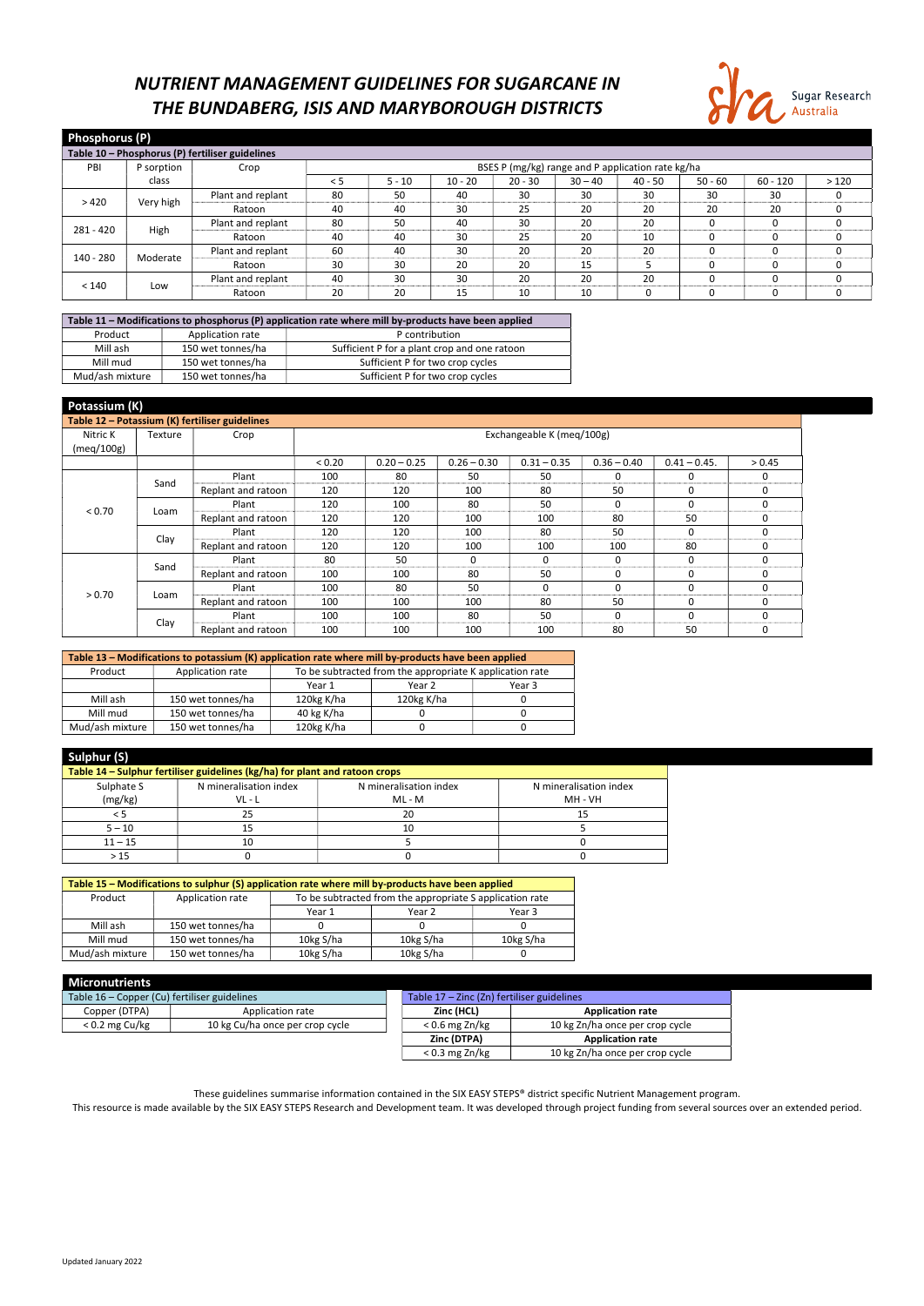# *NUTRIENT MANAGEMENT GUIDELINES FOR SUGARCANE IN THE BUNDABERG, ISIS AND MARYBOROUGH DISTRICTS*

Sugar Research Australia

## Phosphorus (P)

**Table 10 – Phosphorus (P) fertiliser guidelines**

| PBI | P sorption class | Crop | BSES P (mg/kg) range and P application rate kg/ha | | | | | | | | |
|---|---|---|---|---|---|---|---|---|---|---|---|
| | | | < 5 | 5 - 10 | 10 - 20 | 20 - 30 | 30 – 40 | 40 - 50 | 50 - 60 | 60 - 120 | > 120 |
| > 420 | Very high | Plant and replant | 80 | 50 | 40 | 30 | 30 | 30 | 30 | 30 | 0 |
| | | Ratoon | 40 | 40 | 30 | 25 | 20 | 20 | 20 | 20 | 0 |
| 281 - 420 | High | Plant and replant | 80 | 50 | 40 | 30 | 20 | 20 | 0 | 0 | 0 |
| | | Ratoon | 40 | 40 | 30 | 25 | 20 | 10 | 0 | 0 | 0 |
| 140 - 280 | Moderate | Plant and replant | 60 | 40 | 30 | 20 | 20 | 20 | 0 | 0 | 0 |
| | | Ratoon | 30 | 30 | 20 | 20 | 15 | 5 | 0 | 0 | 0 |
| < 140 | Low | Plant and replant | 40 | 30 | 30 | 20 | 20 | 20 | 0 | 0 | 0 |
| | | Ratoon | 20 | 20 | 15 | 10 | 10 | 0 | 0 | 0 | 0 |

**Table 11 – Modifications to phosphorus (P) application rate where mill by-products have been applied**

| Product | Application rate | P contribution |
|---|---|---|
| Mill ash | 150 wet tonnes/ha | Sufficient P for a plant crop and one ratoon |
| Mill mud | 150 wet tonnes/ha | Sufficient P for two crop cycles |
| Mud/ash mixture | 150 wet tonnes/ha | Sufficient P for two crop cycles |

## Potassium (K)

**Table 12 – Potassium (K) fertiliser guidelines**

| Nitric K (meq/100g) | Texture | Crop | Exchangeable K (meq/100g) | | | | | | |
|---|---|---|---|---|---|---|---|---|---|
| | | | < 0.20 | 0.20 – 0.25 | 0.26 – 0.30 | 0.31 – 0.35 | 0.36 – 0.40 | 0.41 – 0.45. | > 0.45 |
| < 0.70 | Sand | Plant | 100 | 80 | 50 | 50 | 0 | 0 | 0 |
| | | Replant and ratoon | 120 | 120 | 100 | 80 | 50 | 0 | 0 |
| | Loam | Plant | 120 | 100 | 80 | 50 | 0 | 0 | 0 |
| | | Replant and ratoon | 120 | 120 | 100 | 100 | 80 | 50 | 0 |
| | Clay | Plant | 120 | 120 | 100 | 80 | 50 | 0 | 0 |
| | | Replant and ratoon | 120 | 120 | 100 | 100 | 100 | 80 | 0 |
| > 0.70 | Sand | Plant | 80 | 50 | 0 | 0 | 0 | 0 | 0 |
| | | Replant and ratoon | 100 | 100 | 80 | 50 | 0 | 0 | 0 |
| | Loam | Plant | 100 | 80 | 50 | 0 | 0 | 0 | 0 |
| | | Replant and ratoon | 100 | 100 | 100 | 80 | 50 | 0 | 0 |
| | Clay | Plant | 100 | 100 | 80 | 50 | 0 | 0 | 0 |
| | | Replant and ratoon | 100 | 100 | 100 | 100 | 80 | 50 | 0 |

**Table 13 – Modifications to potassium (K) application rate where mill by-products have been applied**

| Product | Application rate | To be subtracted from the appropriate K application rate | | |
|---|---|---|---|---|
| | | Year 1 | Year 2 | Year 3 |
| Mill ash | 150 wet tonnes/ha | 120kg K/ha | 120kg K/ha | 0 |
| Mill mud | 150 wet tonnes/ha | 40 kg K/ha | 0 | 0 |
| Mud/ash mixture | 150 wet tonnes/ha | 120kg K/ha | 0 | 0 |

## Sulphur (S)

**Table 14 – Sulphur fertiliser guidelines (kg/ha) for plant and ratoon crops**

| Sulphate S (mg/kg) | N mineralisation index VL - L | N mineralisation index ML - M | N mineralisation index MH - VH |
|---|---|---|---|
| < 5 | 25 | 20 | 15 |
| 5 – 10 | 15 | 10 | 5 |
| 11 – 15 | 10 | 5 | 0 |
| > 15 | 0 | 0 | 0 |

**Table 15 – Modifications to sulphur (S) application rate where mill by-products have been applied**

| Product | Application rate | To be subtracted from the appropriate S application rate | | |
|---|---|---|---|---|
| | | Year 1 | Year 2 | Year 3 |
| Mill ash | 150 wet tonnes/ha | 0 | 0 | 0 |
| Mill mud | 150 wet tonnes/ha | 10kg S/ha | 10kg S/ha | 10kg S/ha |
| Mud/ash mixture | 150 wet tonnes/ha | 10kg S/ha | 10kg S/ha | 0 |

## Micronutrients

**Table 16 – Copper (Cu) fertiliser guidelines**

| Copper (DTPA) | Application rate |
|---|---|
| < 0.2 mg Cu/kg | 10 kg Cu/ha once per crop cycle |

**Table 17 – Zinc (Zn) fertiliser guidelines**

| **Zinc (HCL)** | **Application rate** |
|---|---|
| < 0.6 mg Zn/kg | 10 kg Zn/ha once per crop cycle |
| **Zinc (DTPA)** | **Application rate** |
| < 0.3 mg Zn/kg | 10 kg Zn/ha once per crop cycle |

These guidelines summarise information contained in the SIX EASY STEPS® district specific Nutrient Management program.
This resource is made available by the SIX EASY STEPS Research and Development team. It was developed through project funding from several sources over an extended period.

Updated January 2022